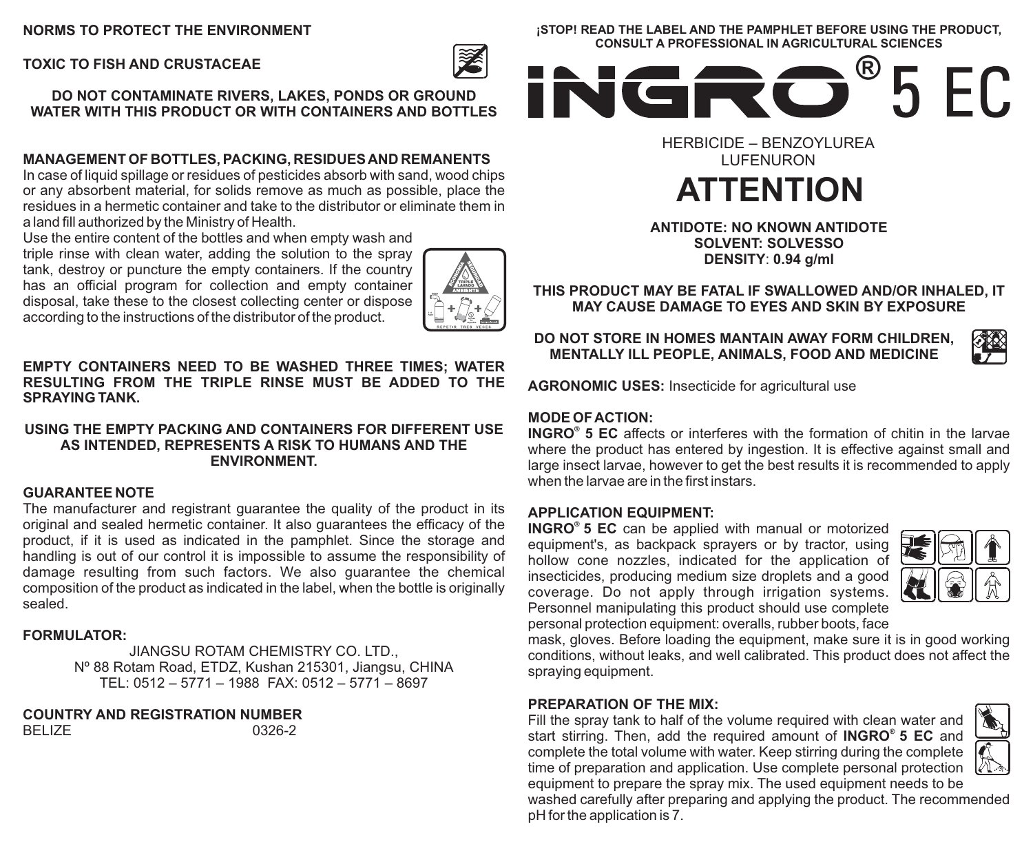**NORMS TO PROTECT THE ENVIRONMENT**

**TOXIC TO FISH AND CRUSTACEAE**

**DO NOT CONTAMINATE RIVERS, LAKES, PONDS OR GROUND WATER WITH THIS PRODUCT OR WITH CONTAINERS AND BOTTLES**

**MANAGEMENT OF BOTTLES, PACKING, RESIDUES AND REMANENTS**

In case of liquid spillage or residues of pesticides absorb with sand, wood chips or any absorbent material, for solids remove as much as possible, place the residues in a hermetic container and take to the distributor or eliminate them in a land fill authorized by the Ministry of Health.

Use the entire content of the bottles and when empty wash and triple rinse with clean water, adding the solution to the spray tank, destroy or puncture the empty containers. If the country has an official program for collection and empty container disposal, take these to the closest collecting center or dispose according to the instructions of the distributor of the product.

**EMPTY CONTAINERS NEED TO BE WASHED THREE TIMES; WATER RESULTING FROM THE TRIPLE RINSE MUST BE ADDED TO THE SPRAYING TANK.**

**USING THE EMPTY PACKING AND CONTAINERS FOR DIFFERENT USE AS INTENDED, REPRESENTS A RISK TO HUMANS AND THE ENVIRONMENT.**

**GUARANTEE NOTE**

The manufacturer and registrant guarantee the quality of the product in its original and sealed hermetic container. It also guarantees the efficacy of the product, if it is used as indicated in the pamphlet. Since the storage and handling is out of our control it is impossible to assume the responsibility of damage resulting from such factors. We also guarantee the chemical composition of the product as indicated in the label, when the bottle is originally sealed.

**FORMULATOR:**

JIANGSU ROTAM CHEMISTRY CO. LTD.,
Nº 88 Rotam Road, ETDZ, Kushan 215301, Jiangsu, CHINA
TEL: 0512 – 5771 – 1988 FAX: 0512 – 5771 – 8697

**COUNTRY AND REGISTRATION NUMBER**

BELIZE 0326-2

**¡STOP! READ THE LABEL AND THE PAMPHLET BEFORE USING THE PRODUCT, CONSULT A PROFESSIONAL IN AGRICULTURAL SCIENCES**

# INGRO® 5 EC

HERBICIDE – BENZOYLUREA
LUFENURON

# ATTENTION

**ANTIDOTE: NO KNOWN ANTIDOTE**
**SOLVENT: SOLVESSO**
**DENSITY: 0.94 g/ml**

**THIS PRODUCT MAY BE FATAL IF SWALLOWED AND/OR INHALED, IT MAY CAUSE DAMAGE TO EYES AND SKIN BY EXPOSURE**

**DO NOT STORE IN HOMES MANTAIN AWAY FORM CHILDREN, MENTALLY ILL PEOPLE, ANIMALS, FOOD AND MEDICINE**

**AGRONOMIC USES:** Insecticide for agricultural use

**MODE OF ACTION:**

**INGRO® 5 EC** affects or interferes with the formation of chitin in the larvae where the product has entered by ingestion. It is effective against small and large insect larvae, however to get the best results it is recommended to apply when the larvae are in the first instars.

**APPLICATION EQUIPMENT:**

**INGRO® 5 EC** can be applied with manual or motorized equipment's, as backpack sprayers or by tractor, using hollow cone nozzles, indicated for the application of insecticides, producing medium size droplets and a good coverage. Do not apply through irrigation systems. Personnel manipulating this product should use complete personal protection equipment: overalls, rubber boots, face mask, gloves. Before loading the equipment, make sure it is in good working conditions, without leaks, and well calibrated. This product does not affect the spraying equipment.

**PREPARATION OF THE MIX:**

Fill the spray tank to half of the volume required with clean water and start stirring. Then, add the required amount of **INGRO® 5 EC** and complete the total volume with water. Keep stirring during the complete time of preparation and application. Use complete personal protection equipment to prepare the spray mix. The used equipment needs to be washed carefully after preparing and applying the product. The recommended pH for the application is 7.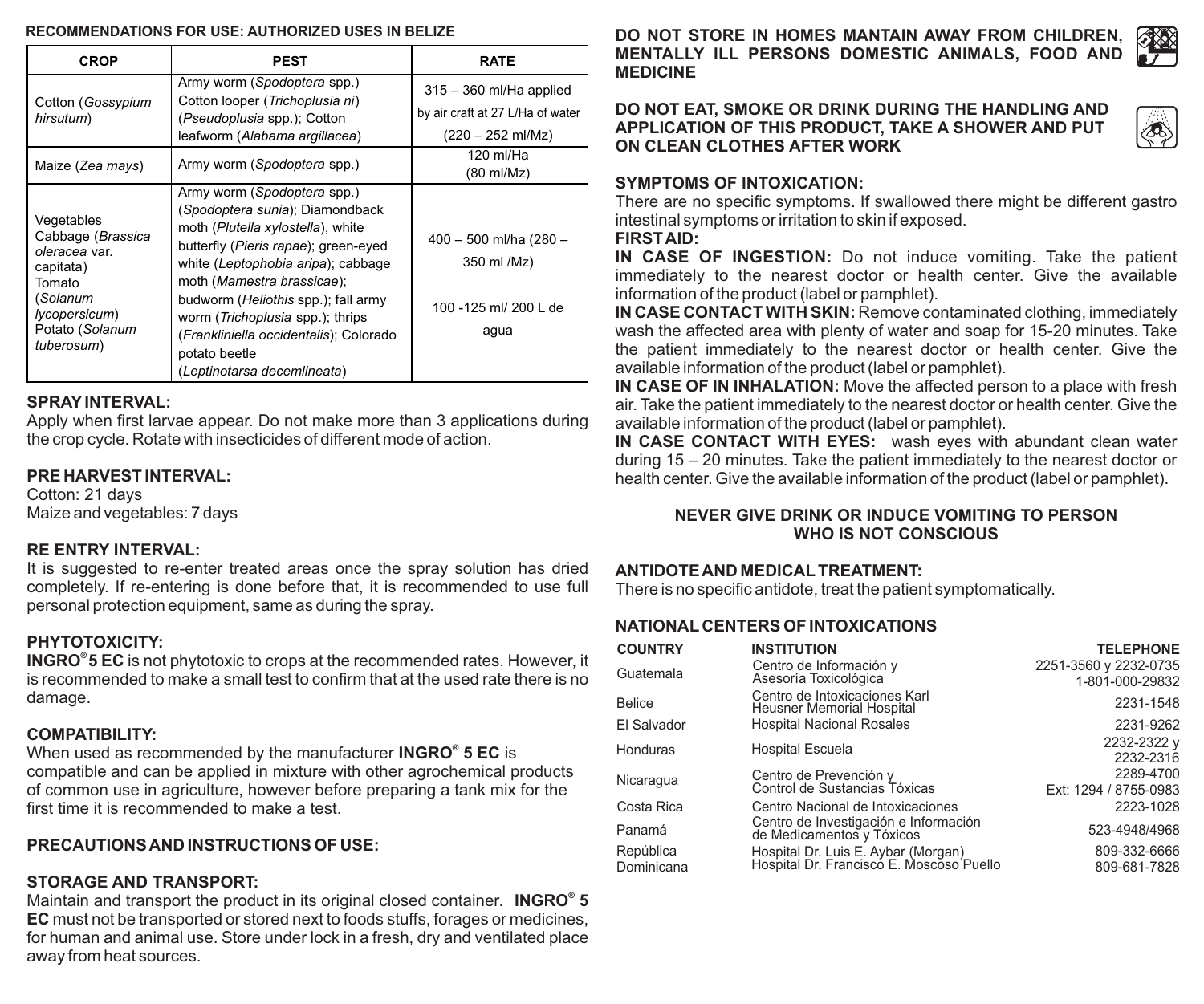**RECOMMENDATIONS FOR USE: AUTHORIZED USES IN BELIZE**

| CROP | PEST | RATE |
|---|---|---|
| Cotton (*Gossypium hirsutum*) | Army worm (*Spodoptera* spp.) Cotton looper (*Trichoplusia ni*) (*Pseudoplusia* spp.); Cotton leafworm (*Alabama argillacea*) | 315 – 360 ml/Ha applied by air craft at 27 L/Ha of water (220 – 252 ml/Mz) |
| Maize (*Zea mays*) | Army worm (*Spodoptera* spp.) | 120 ml/Ha (80 ml/Mz) |
| Vegetables Cabbage (*Brassica oleracea* var. capitata) Tomato (*Solanum lycopersicum*) Potato (*Solanum tuberosum*) | Army worm (*Spodoptera* spp.) (*Spodoptera sunia*); Diamondback moth (*Plutella xylostella*), white butterfly (*Pieris rapae*); green-eyed white (*Leptophobia aripa*); cabbage moth (*Mamestra brassicae*); budworm (*Heliothis* spp.); fall army worm (*Trichoplusia* spp.); thrips (*Frankliniella occidentalis*); Colorado potato beetle (*Leptinotarsa decemlineata*) | 400 – 500 ml/ha (280 – 350 ml /Mz) 100 -125 ml/ 200 L de agua |

**SPRAY INTERVAL:**

Apply when first larvae appear. Do not make more than 3 applications during the crop cycle. Rotate with insecticides of different mode of action.

**PRE HARVEST INTERVAL:**

Cotton: 21 days
Maize and vegetables: 7 days

**RE ENTRY INTERVAL:**

It is suggested to re-enter treated areas once the spray solution has dried completely. If re-entering is done before that, it is recommended to use full personal protection equipment, same as during the spray.

**PHYTOTOXICITY:**

**INGRO® 5 EC** is not phytotoxic to crops at the recommended rates. However, it is recommended to make a small test to confirm that at the used rate there is no damage.

**COMPATIBILITY:**

When used as recommended by the manufacturer **INGRO® 5 EC** is compatible and can be applied in mixture with other agrochemical products of common use in agriculture, however before preparing a tank mix for the first time it is recommended to make a test.

**PRECAUTIONS AND INSTRUCTIONS OF USE:**

**STORAGE AND TRANSPORT:**

Maintain and transport the product in its original closed container. **INGRO® 5 EC** must not be transported or stored next to foods stuffs, forages or medicines, for human and animal use. Store under lock in a fresh, dry and ventilated place away from heat sources.

**DO NOT STORE IN HOMES MANTAIN AWAY FROM CHILDREN, MENTALLY ILL PERSONS DOMESTIC ANIMALS, FOOD AND MEDICINE**

**DO NOT EAT, SMOKE OR DRINK DURING THE HANDLING AND APPLICATION OF THIS PRODUCT, TAKE A SHOWER AND PUT ON CLEAN CLOTHES AFTER WORK**

**SYMPTOMS OF INTOXICATION:**

There are no specific symptoms. If swallowed there might be different gastro intestinal symptoms or irritation to skin if exposed.

**FIRST AID:**

**IN CASE OF INGESTION:** Do not induce vomiting. Take the patient immediately to the nearest doctor or health center. Give the available information of the product (label or pamphlet).

**IN CASE CONTACT WITH SKIN:** Remove contaminated clothing, immediately wash the affected area with plenty of water and soap for 15-20 minutes. Take the patient immediately to the nearest doctor or health center. Give the available information of the product (label or pamphlet).

**IN CASE OF IN INHALATION:** Move the affected person to a place with fresh air. Take the patient immediately to the nearest doctor or health center. Give the available information of the product (label or pamphlet).

**IN CASE CONTACT WITH EYES:** wash eyes with abundant clean water during 15 – 20 minutes. Take the patient immediately to the nearest doctor or health center. Give the available information of the product (label or pamphlet).

**NEVER GIVE DRINK OR INDUCE VOMITING TO PERSON WHO IS NOT CONSCIOUS**

**ANTIDOTE AND MEDICAL TREATMENT:**

There is no specific antidote, treat the patient symptomatically.

**NATIONAL CENTERS OF INTOXICATIONS**

| COUNTRY | INSTITUTION | TELEPHONE |
|---|---|---|
| Guatemala | Centro de Información y Asesoría Toxicológica | 2251-3560 y 2232-0735 1-801-000-29832 |
| Belice | Centro de Intoxicaciones Karl Heusner Memorial Hospital | 2231-1548 |
| El Salvador | Hospital Nacional Rosales | 2231-9262 |
| Honduras | Hospital Escuela | 2232-2322 y 2232-2316 |
| Nicaragua | Centro de Prevención y Control de Sustancias Tóxicas | 2289-4700 Ext: 1294 / 8755-0983 |
| Costa Rica | Centro Nacional de Intoxicaciones | 2223-1028 |
| Panamá | Centro de Investigación e Información de Medicamentos y Tóxicos | 523-4948/4968 |
| República Dominicana | Hospital Dr. Luis E. Aybar (Morgan) Hospital Dr. Francisco E. Moscoso Puello | 809-332-6666 809-681-7828 |